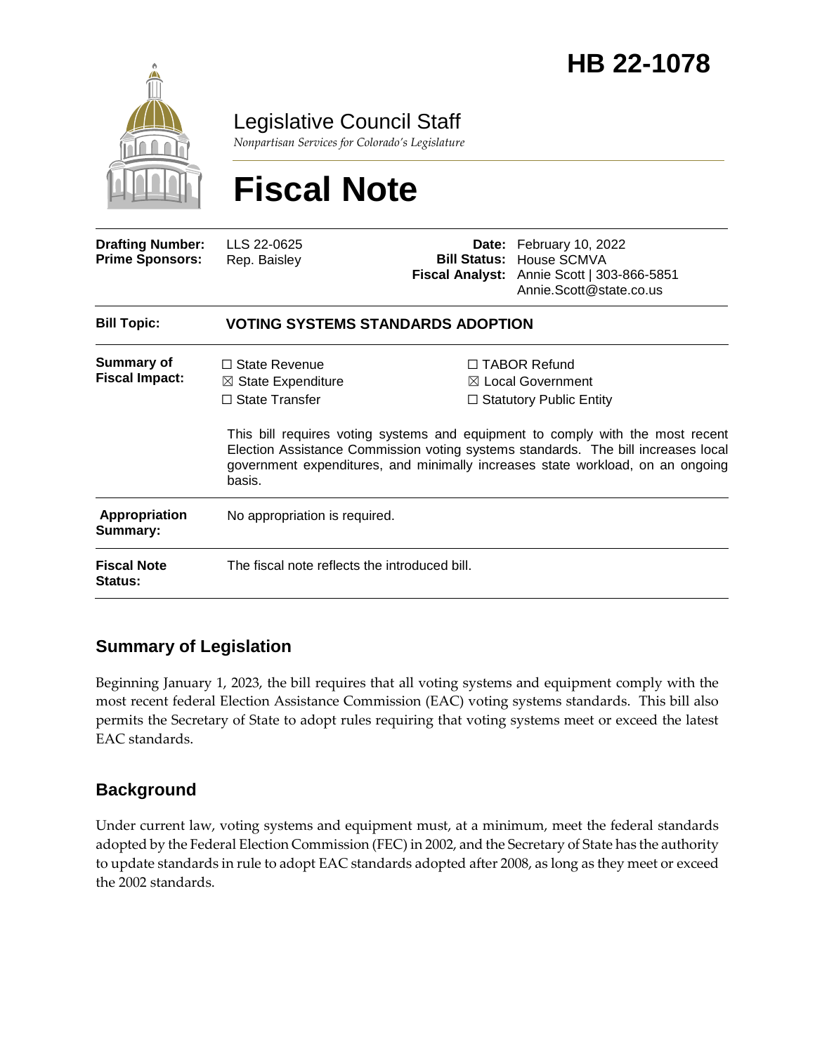# HB 22-1078

Legislative Council Staff

*Nonpartisan Services for Colorado's Legislature*

# Fiscal Note

| | | | |
|---|---|---|---|
| **Drafting Number:** | LLS 22-0625 | **Date:** | February 10, 2022 |
| **Prime Sponsors:** | Rep. Baisley | **Bill Status:** | House SCMVA |
| | | **Fiscal Analyst:** | Annie Scott \| 303-866-5851 Annie.Scott@state.co.us |

| | |
|---|---|
| **Bill Topic:** | **VOTING SYSTEMS STANDARDS ADOPTION** |
| **Summary of Fiscal Impact:** | ☐ State Revenue ☒ State Expenditure ☐ State Transfer ☐ TABOR Refund ☒ Local Government ☐ Statutory Public Entity<br><br>This bill requires voting systems and equipment to comply with the most recent Election Assistance Commission voting systems standards. The bill increases local government expenditures, and minimally increases state workload, on an ongoing basis. |
| **Appropriation Summary:** | No appropriation is required. |
| **Fiscal Note Status:** | The fiscal note reflects the introduced bill. |

## Summary of Legislation

Beginning January 1, 2023, the bill requires that all voting systems and equipment comply with the most recent federal Election Assistance Commission (EAC) voting systems standards. This bill also permits the Secretary of State to adopt rules requiring that voting systems meet or exceed the latest EAC standards.

## Background

Under current law, voting systems and equipment must, at a minimum, meet the federal standards adopted by the Federal Election Commission (FEC) in 2002, and the Secretary of State has the authority to update standards in rule to adopt EAC standards adopted after 2008, as long as they meet or exceed the 2002 standards.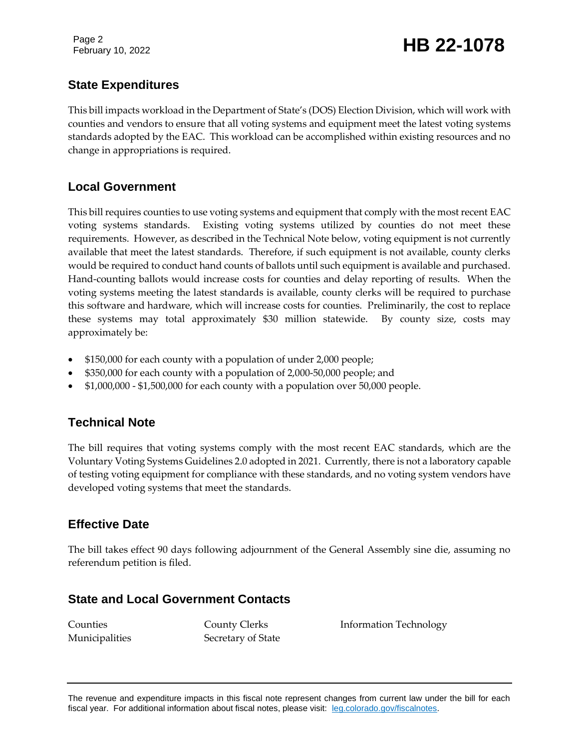## State Expenditures

This bill impacts workload in the Department of State's (DOS) Election Division, which will work with counties and vendors to ensure that all voting systems and equipment meet the latest voting systems standards adopted by the EAC. This workload can be accomplished within existing resources and no change in appropriations is required.

## Local Government

This bill requires counties to use voting systems and equipment that comply with the most recent EAC voting systems standards. Existing voting systems utilized by counties do not meet these requirements. However, as described in the Technical Note below, voting equipment is not currently available that meet the latest standards. Therefore, if such equipment is not available, county clerks would be required to conduct hand counts of ballots until such equipment is available and purchased. Hand-counting ballots would increase costs for counties and delay reporting of results. When the voting systems meeting the latest standards is available, county clerks will be required to purchase this software and hardware, which will increase costs for counties. Preliminarily, the cost to replace these systems may total approximately $30 million statewide. By county size, costs may approximately be:

- $150,000 for each county with a population of under 2,000 people;
- $350,000 for each county with a population of 2,000-50,000 people; and
- $1,000,000 - $1,500,000 for each county with a population over 50,000 people.

## Technical Note

The bill requires that voting systems comply with the most recent EAC standards, which are the Voluntary Voting Systems Guidelines 2.0 adopted in 2021. Currently, there is not a laboratory capable of testing voting equipment for compliance with these standards, and no voting system vendors have developed voting systems that meet the standards.

## Effective Date

The bill takes effect 90 days following adjournment of the General Assembly sine die, assuming no referendum petition is filed.

## State and Local Government Contacts

| | | |
|---|---|---|
| Counties | County Clerks | Information Technology |
| Municipalities | Secretary of State | |

The revenue and expenditure impacts in this fiscal note represent changes from current law under the bill for each fiscal year. For additional information about fiscal notes, please visit: leg.colorado.gov/fiscalnotes.